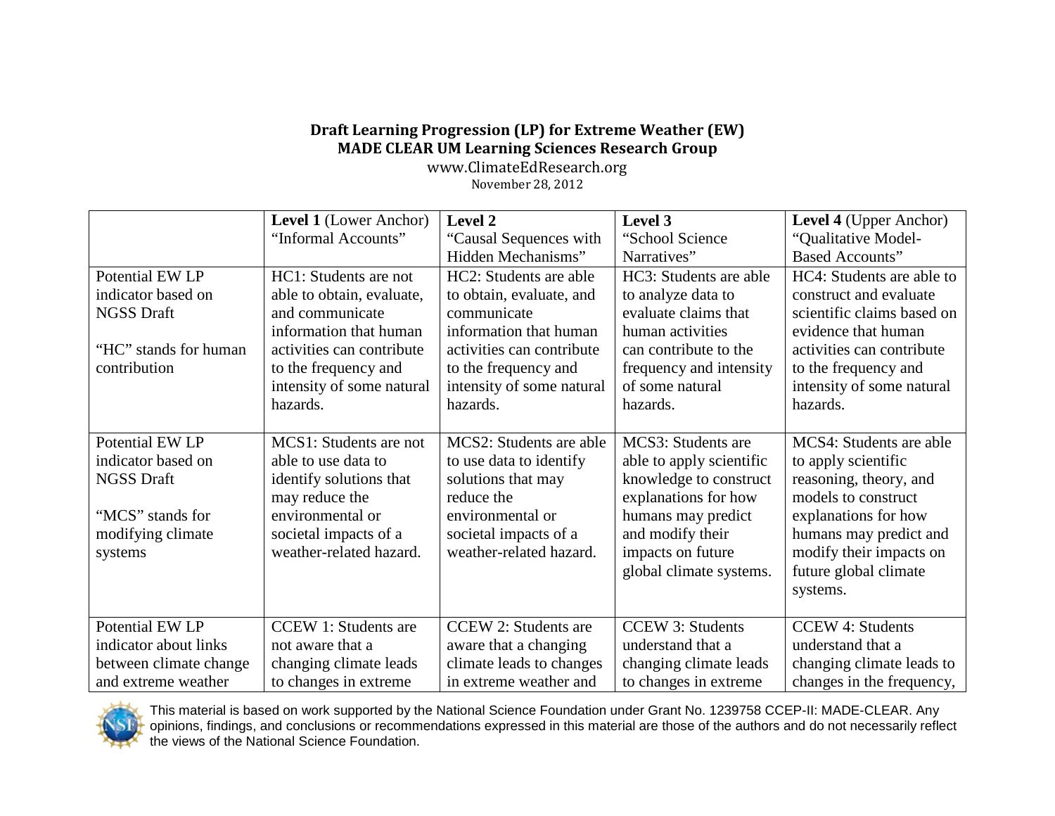**Draft Learning Progression (LP) for Extreme Weather (EW)**
**MADE CLEAR UM Learning Sciences Research Group**

www.ClimateEdResearch.org

November 28, 2012

| | **Level 1** (Lower Anchor) "Informal Accounts" | **Level 2** "Causal Sequences with Hidden Mechanisms" | **Level 3** "School Science Narratives" | **Level 4** (Upper Anchor) "Qualitative Model-Based Accounts" |
|---|---|---|---|---|
| Potential EW LP indicator based on NGSS Draft<br><br>"HC" stands for human contribution | HC1: Students are not able to obtain, evaluate, and communicate information that human activities can contribute to the frequency and intensity of some natural hazards. | HC2: Students are able to obtain, evaluate, and communicate information that human activities can contribute to the frequency and intensity of some natural hazards. | HC3: Students are able to analyze data to evaluate claims that human activities can contribute to the frequency and intensity of some natural hazards. | HC4: Students are able to construct and evaluate scientific claims based on evidence that human activities can contribute to the frequency and intensity of some natural hazards. |
| Potential EW LP indicator based on NGSS Draft<br><br>"MCS" stands for modifying climate systems | MCS1: Students are not able to use data to identify solutions that may reduce the environmental or societal impacts of a weather-related hazard. | MCS2: Students are able to use data to identify solutions that may reduce the environmental or societal impacts of a weather-related hazard. | MCS3: Students are able to apply scientific knowledge to construct explanations for how humans may predict and modify their impacts on future global climate systems. | MCS4: Students are able to apply scientific reasoning, theory, and models to construct explanations for how humans may predict and modify their impacts on future global climate systems. |
| Potential EW LP indicator about links between climate change and extreme weather | CCEW 1: Students are not aware that a changing climate leads to changes in extreme | CCEW 2: Students are aware that a changing climate leads to changes in extreme weather and | CCEW 3: Students understand that a changing climate leads to changes in extreme | CCEW 4: Students understand that a changing climate leads to changes in the frequency, |

This material is based on work supported by the National Science Foundation under Grant No. 1239758 CCEP-II: MADE-CLEAR. Any opinions, findings, and conclusions or recommendations expressed in this material are those of the authors and do not necessarily reflect the views of the National Science Foundation.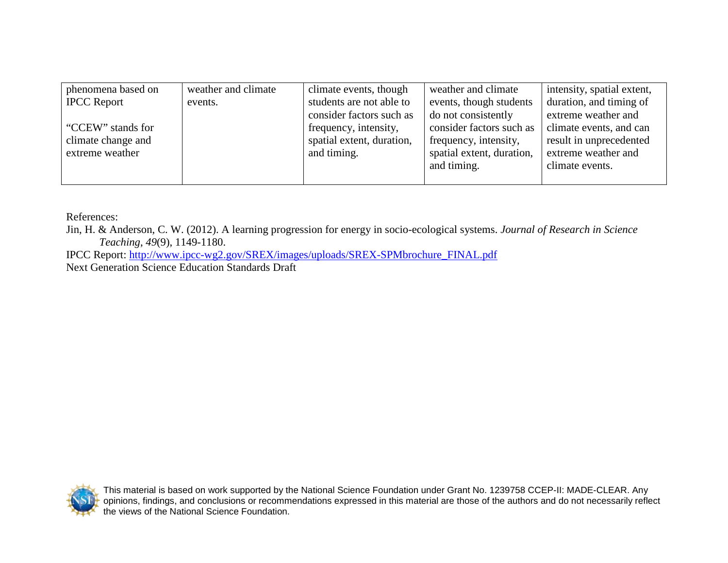| | | | | |
|---|---|---|---|---|
| phenomena based on IPCC Report<br><br>"CCEW" stands for climate change and extreme weather | weather and climate events. | climate events, though students are not able to consider factors such as frequency, intensity, spatial extent, duration, and timing. | weather and climate events, though students do not consistently consider factors such as frequency, intensity, spatial extent, duration, and timing. | intensity, spatial extent, duration, and timing of extreme weather and climate events, and can result in unprecedented extreme weather and climate events. |

References:

Jin, H. & Anderson, C. W. (2012). A learning progression for energy in socio-ecological systems. *Journal of Research in Science Teaching*, *49*(9), 1149-1180.

IPCC Report: http://www.ipcc-wg2.gov/SREX/images/uploads/SREX-SPMbrochure_FINAL.pdf

Next Generation Science Education Standards Draft

This material is based on work supported by the National Science Foundation under Grant No. 1239758 CCEP-II: MADE-CLEAR. Any opinions, findings, and conclusions or recommendations expressed in this material are those of the authors and do not necessarily reflect the views of the National Science Foundation.